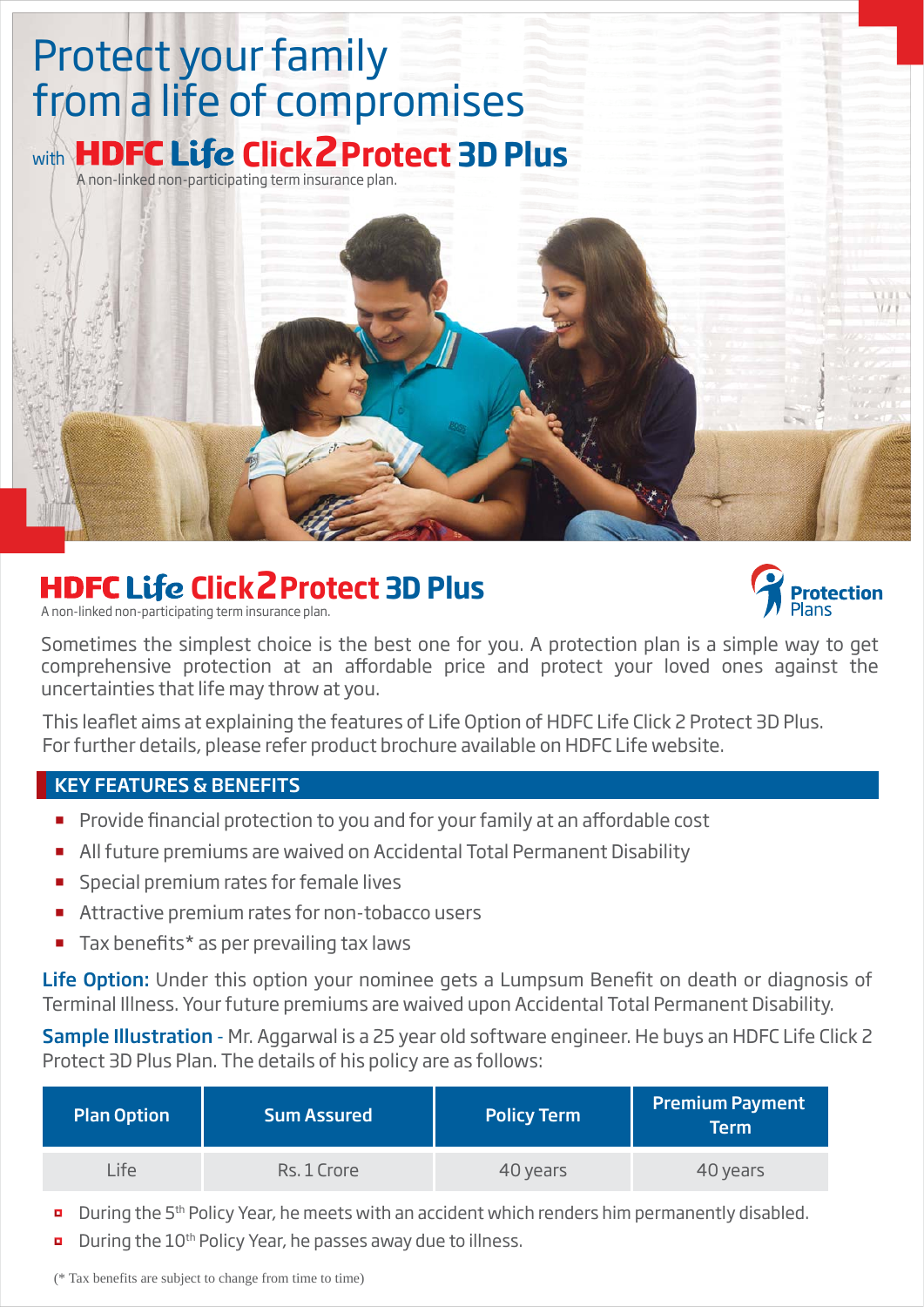# Protect your family from a life of compromises

with **HDFC Life Click2Protect 3D Plus**

A non-linked non-participating term insurance plan.

## HDFC Life Click2Protect 3D Plus

A non-linked non-participating term insurance plan.

Protection Plans

Sometimes the simplest choice is the best one for you. A protection plan is a simple way to get comprehensive protection at an affordable price and protect your loved ones against the uncertainties that life may throw at you.

This leaflet aims at explaining the features of Life Option of HDFC Life Click 2 Protect 3D Plus. For further details, please refer product brochure available on HDFC Life website.

### KEY FEATURES & BENEFITS

- Provide financial protection to you and for your family at an affordable cost
- All future premiums are waived on Accidental Total Permanent Disability
- Special premium rates for female lives
- Attractive premium rates for non-tobacco users
- Tax benefits* as per prevailing tax laws

**Life Option:** Under this option your nominee gets a Lumpsum Benefit on death or diagnosis of Terminal Illness. Your future premiums are waived upon Accidental Total Permanent Disability.

**Sample Illustration** - Mr. Aggarwal is a 25 year old software engineer. He buys an HDFC Life Click 2 Protect 3D Plus Plan. The details of his policy are as follows:

| Plan Option | Sum Assured | Policy Term | Premium Payment Term |
|---|---|---|---|
| Life | Rs. 1 Crore | 40 years | 40 years |

- During the 5th Policy Year, he meets with an accident which renders him permanently disabled.
- During the 10th Policy Year, he passes away due to illness.

(* Tax benefits are subject to change from time to time)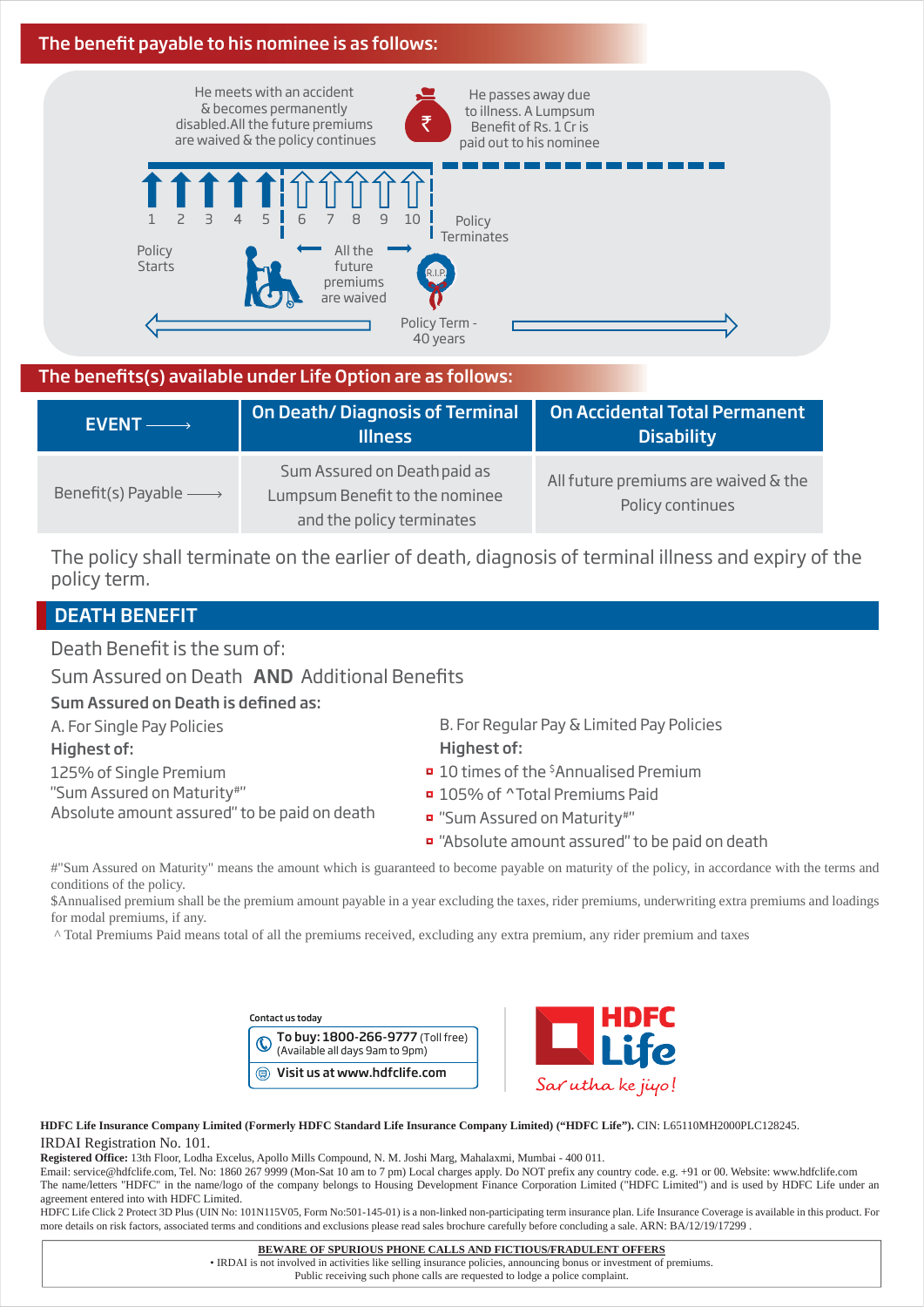## The benefit payable to his nominee is as follows:

He meets with an accident & becomes permanently disabled. All the future premiums are waived & the policy continues

He passes away due to illness. A Lumpsum Benefit of Rs. 1 Cr is paid out to his nominee

1 2 3 4 5 6 7 8 9 10

Policy Starts

All the future premiums are waived

Policy Terminates

R.I.P.

Policy Term - 40 years

## The benefits(s) available under Life Option are as follows:

| EVENT ⟶ | On Death/ Diagnosis of Terminal Illness | On Accidental Total Permanent Disability |
|---|---|---|
| Benefit(s) Payable ⟶ | Sum Assured on Death paid as Lumpsum Benefit to the nominee and the policy terminates | All future premiums are waived & the Policy continues |

The policy shall terminate on the earlier of death, diagnosis of terminal illness and expiry of the policy term.

## DEATH BENEFIT

Death Benefit is the sum of:

Sum Assured on Death **AND** Additional Benefits

**Sum Assured on Death is defined as:**

A. For Single Pay Policies

**Highest of:**

125% of Single Premium

"Sum Assured on Maturity#"

Absolute amount assured" to be paid on death

B. For Regular Pay & Limited Pay Policies

**Highest of:**

- 10 times of the $Annualised Premium
- 105% of ^Total Premiums Paid
- "Sum Assured on Maturity#"
- "Absolute amount assured" to be paid on death

#"Sum Assured on Maturity" means the amount which is guaranteed to become payable on maturity of the policy, in accordance with the terms and conditions of the policy.

$Annualised premium shall be the premium amount payable in a year excluding the taxes, rider premiums, underwriting extra premiums and loadings for modal premiums, if any.

^ Total Premiums Paid means total of all the premiums received, excluding any extra premium, any rider premium and taxes

Contact us today

**To buy: 1800-266-9777** (Toll free) (Available all days 9am to 9pm)

**Visit us at www.hdfclife.com**

HDFC Life

Sar utha ke jiyo!

**HDFC Life Insurance Company Limited (Formerly HDFC Standard Life Insurance Company Limited) ("HDFC Life").** CIN: L65110MH2000PLC128245.
IRDAI Registration No. 101.

**Registered Office:** 13th Floor, Lodha Excelus, Apollo Mills Compound, N. M. Joshi Marg, Mahalaxmi, Mumbai - 400 011.

Email: service@hdfclife.com, Tel. No: 1860 267 9999 (Mon-Sat 10 am to 7 pm) Local charges apply. Do NOT prefix any country code. e.g. +91 or 00. Website: www.hdfclife.com

The name/letters "HDFC" in the name/logo of the company belongs to Housing Development Finance Corporation Limited ("HDFC Limited") and is used by HDFC Life under an agreement entered into with HDFC Limited.

HDFC Life Click 2 Protect 3D Plus (UIN No: 101N115V05, Form No:501-145-01) is a non-linked non-participating term insurance plan. Life Insurance Coverage is available in this product. For more details on risk factors, associated terms and conditions and exclusions please read sales brochure carefully before concluding a sale. ARN: BA/12/19/17299 .

**BEWARE OF SPURIOUS PHONE CALLS AND FICTIOUS/FRADULENT OFFERS**

• IRDAI is not involved in activities like selling insurance policies, announcing bonus or investment of premiums. Public receiving such phone calls are requested to lodge a police complaint.